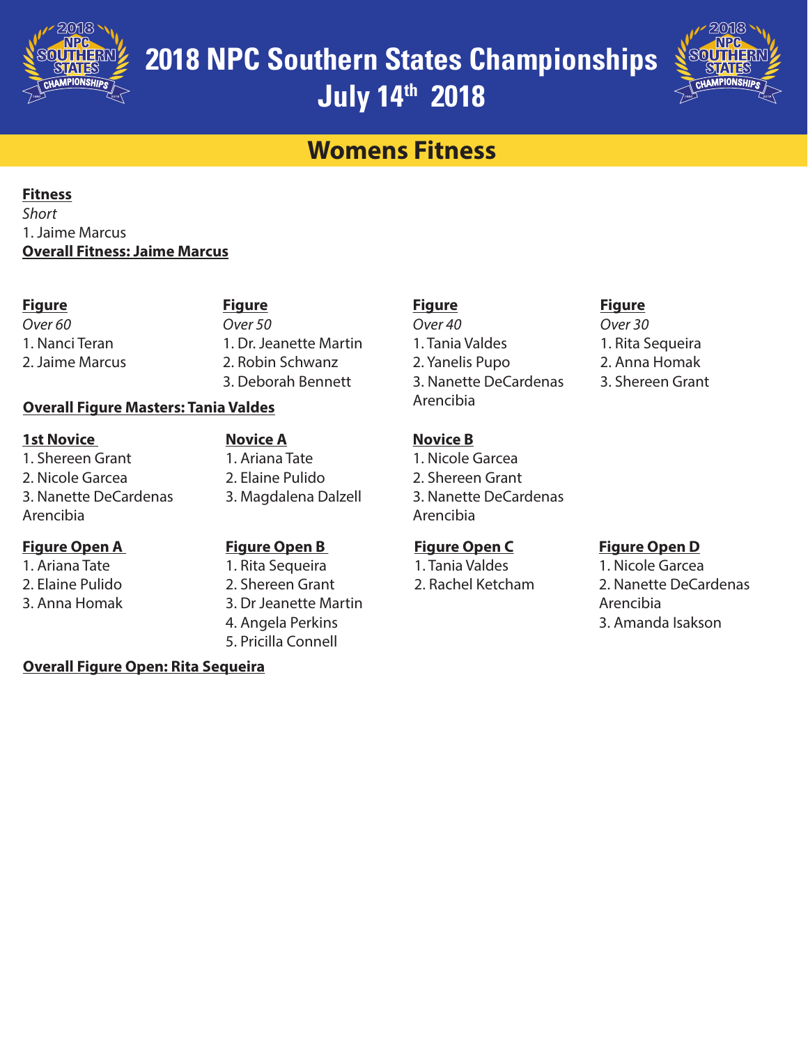# 2018 NPC Southern States Championships
# July 14th 2018

## Womens Fitness

**Fitness**

*Short*

1. Jaime Marcus

**Overall Fitness: Jaime Marcus**

**Figure**

*Over 60*

1. Nanci Teran
2. Jaime Marcus

**Figure**

*Over 50*

1. Dr. Jeanette Martin
2. Robin Schwanz
3. Deborah Bennett

**Figure**

*Over 40*

1. Tania Valdes
2. Yanelis Pupo
3. Nanette DeCardenas Arencibia

**Figure**

*Over 30*

1. Rita Sequeira
2. Anna Homak
3. Shereen Grant

**Overall Figure Masters: Tania Valdes**

**1st Novice**

1. Shereen Grant
2. Nicole Garcea
3. Nanette DeCardenas Arencibia

**Novice A**

1. Ariana Tate
2. Elaine Pulido
3. Magdalena Dalzell

**Novice B**

1. Nicole Garcea
2. Shereen Grant
3. Nanette DeCardenas Arencibia

**Figure Open A**

1. Ariana Tate
2. Elaine Pulido
3. Anna Homak

**Figure Open B**

1. Rita Sequeira
2. Shereen Grant
3. Dr Jeanette Martin
4. Angela Perkins
5. Pricilla Connell

**Figure Open C**

1. Tania Valdes
2. Rachel Ketcham

**Figure Open D**

1. Nicole Garcea
2. Nanette DeCardenas Arencibia
3. Amanda Isakson

**Overall Figure Open: Rita Sequeira**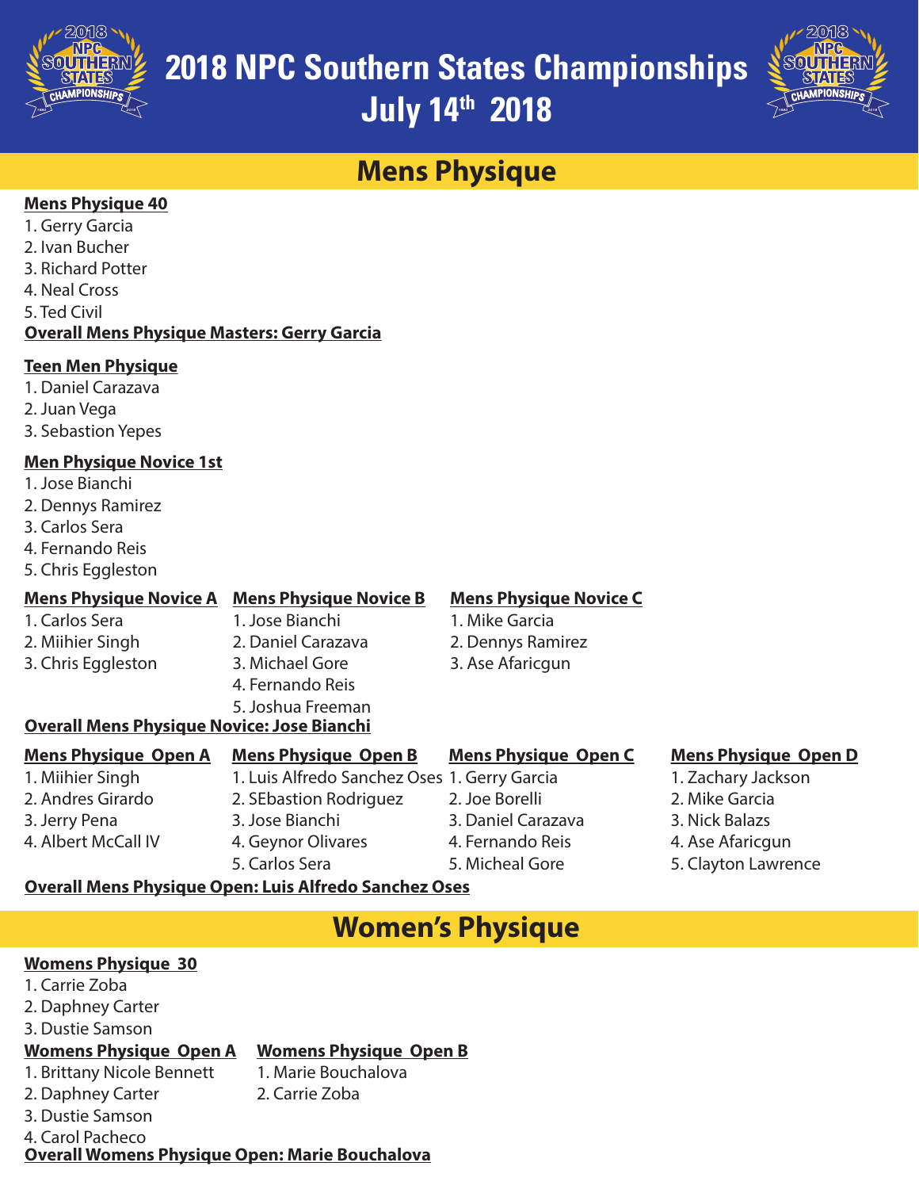# 2018 NPC Southern States Championships
# July 14th 2018

## Mens Physique

**Mens Physique 40**

1. Gerry Garcia
2. Ivan Bucher
3. Richard Potter
4. Neal Cross
5. Ted Civil

**Overall Mens Physique Masters: Gerry Garcia**

**Teen Men Physique**

1. Daniel Carazava
2. Juan Vega
3. Sebastion Yepes

**Men Physique Novice 1st**

1. Jose Bianchi
2. Dennys Ramirez
3. Carlos Sera
4. Fernando Reis
5. Chris Eggleston

**Mens Physique Novice A**

1. Carlos Sera
2. Miihier Singh
3. Chris Eggleston

**Mens Physique Novice B**

1. Jose Bianchi
2. Daniel Carazava
3. Michael Gore
4. Fernando Reis
5. Joshua Freeman

**Mens Physique Novice C**

1. Mike Garcia
2. Dennys Ramirez
3. Ase Afaricgun

**Overall Mens Physique Novice: Jose Bianchi**

**Mens Physique Open A**

1. Miihier Singh
2. Andres Girardo
3. Jerry Pena
4. Albert McCall IV

**Mens Physique Open B**

1. Luis Alfredo Sanchez Oses
2. SEbastion Rodriguez
3. Jose Bianchi
4. Geynor Olivares
5. Carlos Sera

**Mens Physique Open C**

1. Gerry Garcia
2. Joe Borelli
3. Daniel Carazava
4. Fernando Reis
5. Micheal Gore

**Mens Physique Open D**

1. Zachary Jackson
2. Mike Garcia
3. Nick Balazs
4. Ase Afaricgun
5. Clayton Lawrence

**Overall Mens Physique Open: Luis Alfredo Sanchez Oses**

## Women's Physique

**Womens Physique 30**

1. Carrie Zoba
2. Daphney Carter
3. Dustie Samson

**Womens Physique Open A**

1. Brittany Nicole Bennett
2. Daphney Carter
3. Dustie Samson
4. Carol Pacheco

**Womens Physique Open B**

1. Marie Bouchalova
2. Carrie Zoba

**Overall Womens Physique Open: Marie Bouchalova**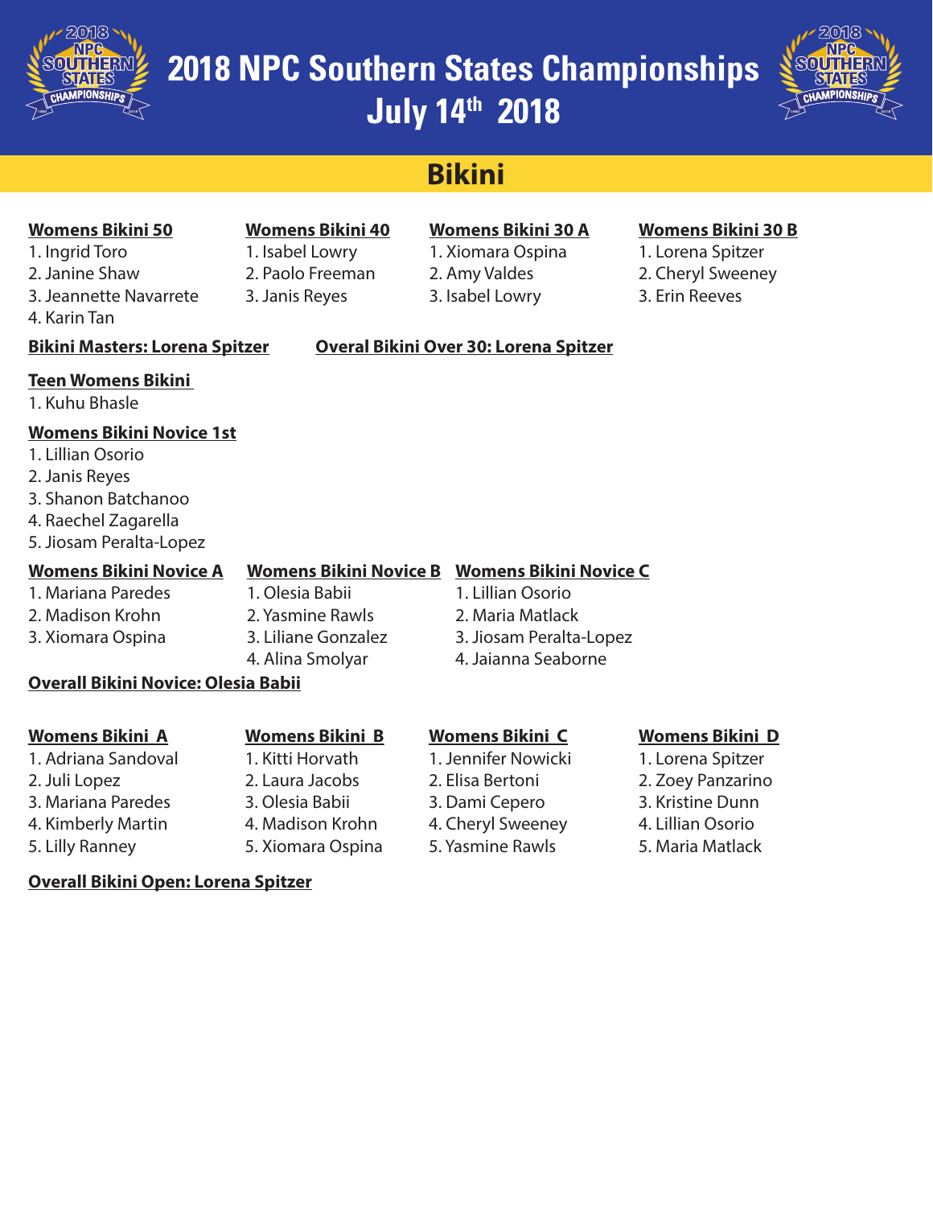# 2018 NPC Southern States Championships
# July 14th 2018

## Bikini

**Womens Bikini 50**
1. Ingrid Toro
2. Janine Shaw
3. Jeannette Navarrete
4. Karin Tan

**Womens Bikini 40**
1. Isabel Lowry
2. Paolo Freeman
3. Janis Reyes

**Womens Bikini 30 A**
1. Xiomara Ospina
2. Amy Valdes
3. Isabel Lowry

**Womens Bikini 30 B**
1. Lorena Spitzer
2. Cheryl Sweeney
3. Erin Reeves

**Bikini Masters: Lorena Spitzer**

**Overal Bikini Over 30: Lorena Spitzer**

**Teen Womens Bikini**
1. Kuhu Bhasle

**Womens Bikini Novice 1st**
1. Lillian Osorio
2. Janis Reyes
3. Shanon Batchanoo
4. Raechel Zagarella
5. Jiosam Peralta-Lopez

**Womens Bikini Novice A**
1. Mariana Paredes
2. Madison Krohn
3. Xiomara Ospina

**Womens Bikini Novice B**
1. Olesia Babii
2. Yasmine Rawls
3. Liliane Gonzalez
4. Alina Smolyar

**Womens Bikini Novice C**
1. Lillian Osorio
2. Maria Matlack
3. Jiosam Peralta-Lopez
4. Jaianna Seaborne

**Overall Bikini Novice: Olesia Babii**

**Womens Bikini A**
1. Adriana Sandoval
2. Juli Lopez
3. Mariana Paredes
4. Kimberly Martin
5. Lilly Ranney

**Womens Bikini B**
1. Kitti Horvath
2. Laura Jacobs
3. Olesia Babii
4. Madison Krohn
5. Xiomara Ospina

**Womens Bikini C**
1. Jennifer Nowicki
2. Elisa Bertoni
3. Dami Cepero
4. Cheryl Sweeney
5. Yasmine Rawls

**Womens Bikini D**
1. Lorena Spitzer
2. Zoey Panzarino
3. Kristine Dunn
4. Lillian Osorio
5. Maria Matlack

**Overall Bikini Open: Lorena Spitzer**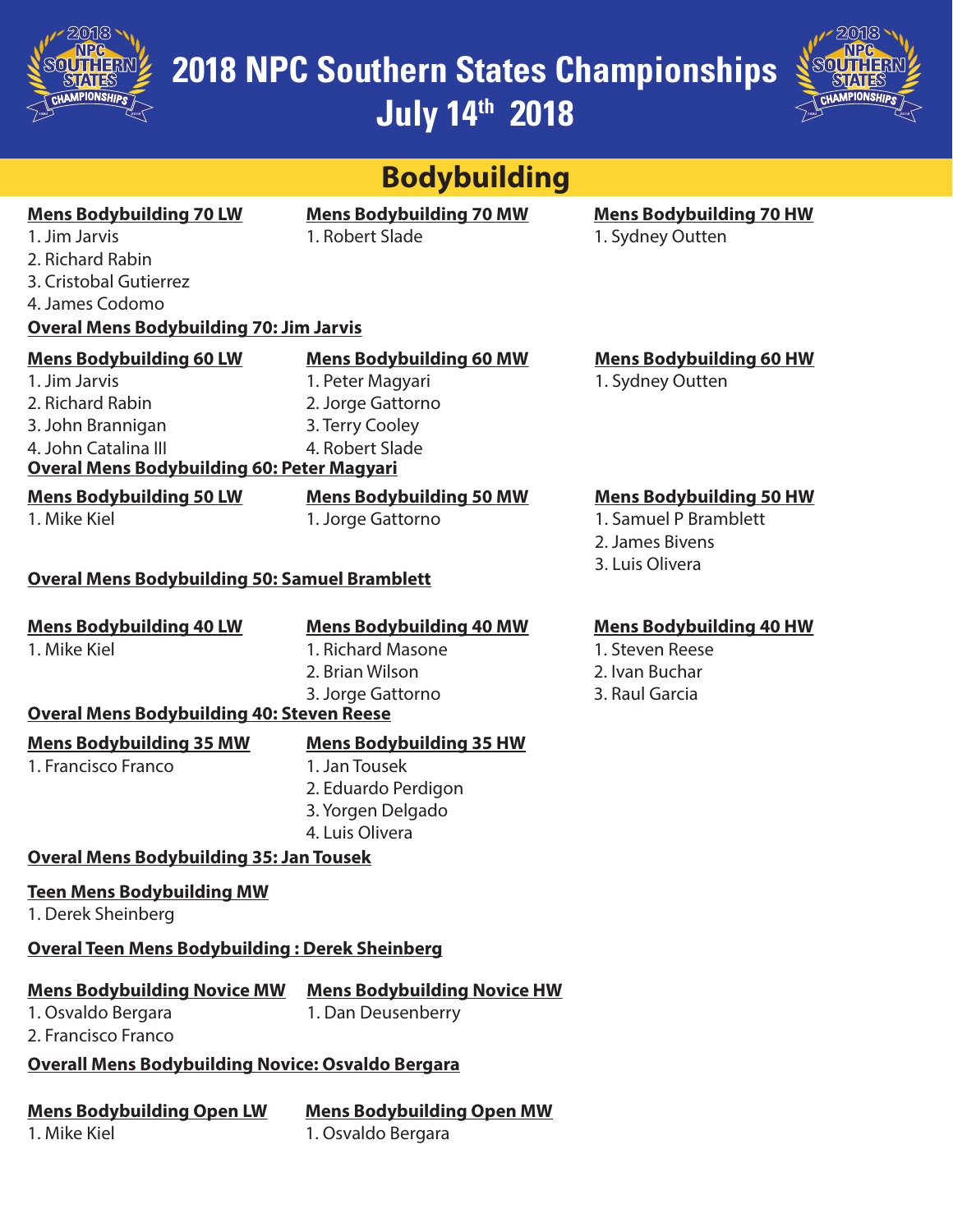# 2018 NPC Southern States Championships July 14th 2018

## Bodybuilding

**Mens Bodybuilding 70 LW**
1. Jim Jarvis
2. Richard Rabin
3. Cristobal Gutierrez
4. James Codomo

**Mens Bodybuilding 70 MW**
1. Robert Slade

**Mens Bodybuilding 70 HW**
1. Sydney Outten

**Overal Mens Bodybuilding 70: Jim Jarvis**

**Mens Bodybuilding 60 LW**
1. Jim Jarvis
2. Richard Rabin
3. John Brannigan
4. John Catalina III

**Mens Bodybuilding 60 MW**
1. Peter Magyari
2. Jorge Gattorno
3. Terry Cooley
4. Robert Slade

**Mens Bodybuilding 60 HW**
1. Sydney Outten

**Overal Mens Bodybuilding 60: Peter Magyari**

**Mens Bodybuilding 50 LW**
1. Mike Kiel

**Mens Bodybuilding 50 MW**
1. Jorge Gattorno

**Mens Bodybuilding 50 HW**
1. Samuel P Bramblett
2. James Bivens
3. Luis Olivera

**Overal Mens Bodybuilding 50: Samuel Bramblett**

**Mens Bodybuilding 40 LW**
1. Mike Kiel

**Mens Bodybuilding 40 MW**
1. Richard Masone
2. Brian Wilson
3. Jorge Gattorno

**Mens Bodybuilding 40 HW**
1. Steven Reese
2. Ivan Buchar
3. Raul Garcia

**Overal Mens Bodybuilding 40: Steven Reese**

**Mens Bodybuilding 35 MW**
1. Francisco Franco

**Mens Bodybuilding 35 HW**
1. Jan Tousek
2. Eduardo Perdigon
3. Yorgen Delgado
4. Luis Olivera

**Overal Mens Bodybuilding 35: Jan Tousek**

**Teen Mens Bodybuilding MW**
1. Derek Sheinberg

**Overal Teen Mens Bodybuilding : Derek Sheinberg**

**Mens Bodybuilding Novice MW**
1. Osvaldo Bergara
2. Francisco Franco

**Mens Bodybuilding Novice HW**
1. Dan Deusenberry

**Overall Mens Bodybuilding Novice: Osvaldo Bergara**

**Mens Bodybuilding Open LW**
1. Mike Kiel

**Mens Bodybuilding Open MW**
1. Osvaldo Bergara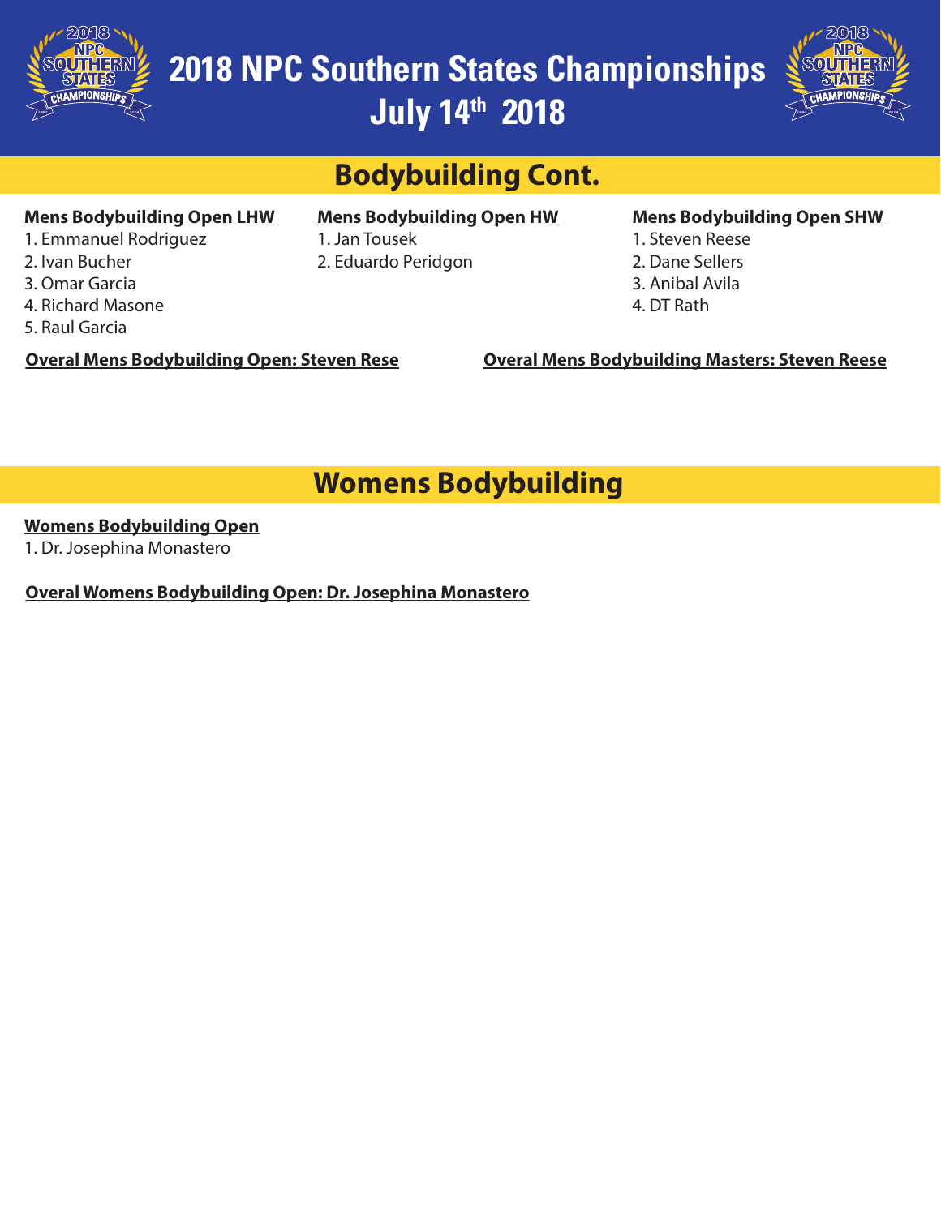# 2018 NPC Southern States Championships
# July 14th 2018

## Bodybuilding Cont.

**Mens Bodybuilding Open LHW**

1. Emmanuel Rodriguez
2. Ivan Bucher
3. Omar Garcia
4. Richard Masone
5. Raul Garcia

**Mens Bodybuilding Open HW**

1. Jan Tousek
2. Eduardo Peridgon

**Mens Bodybuilding Open SHW**

1. Steven Reese
2. Dane Sellers
3. Anibal Avila
4. DT Rath

**Overal Mens Bodybuilding Open: Steven Rese**

**Overal Mens Bodybuilding Masters: Steven Reese**

## Womens Bodybuilding

**Womens Bodybuilding Open**

1. Dr. Josephina Monastero

**Overal Womens Bodybuilding Open: Dr. Josephina Monastero**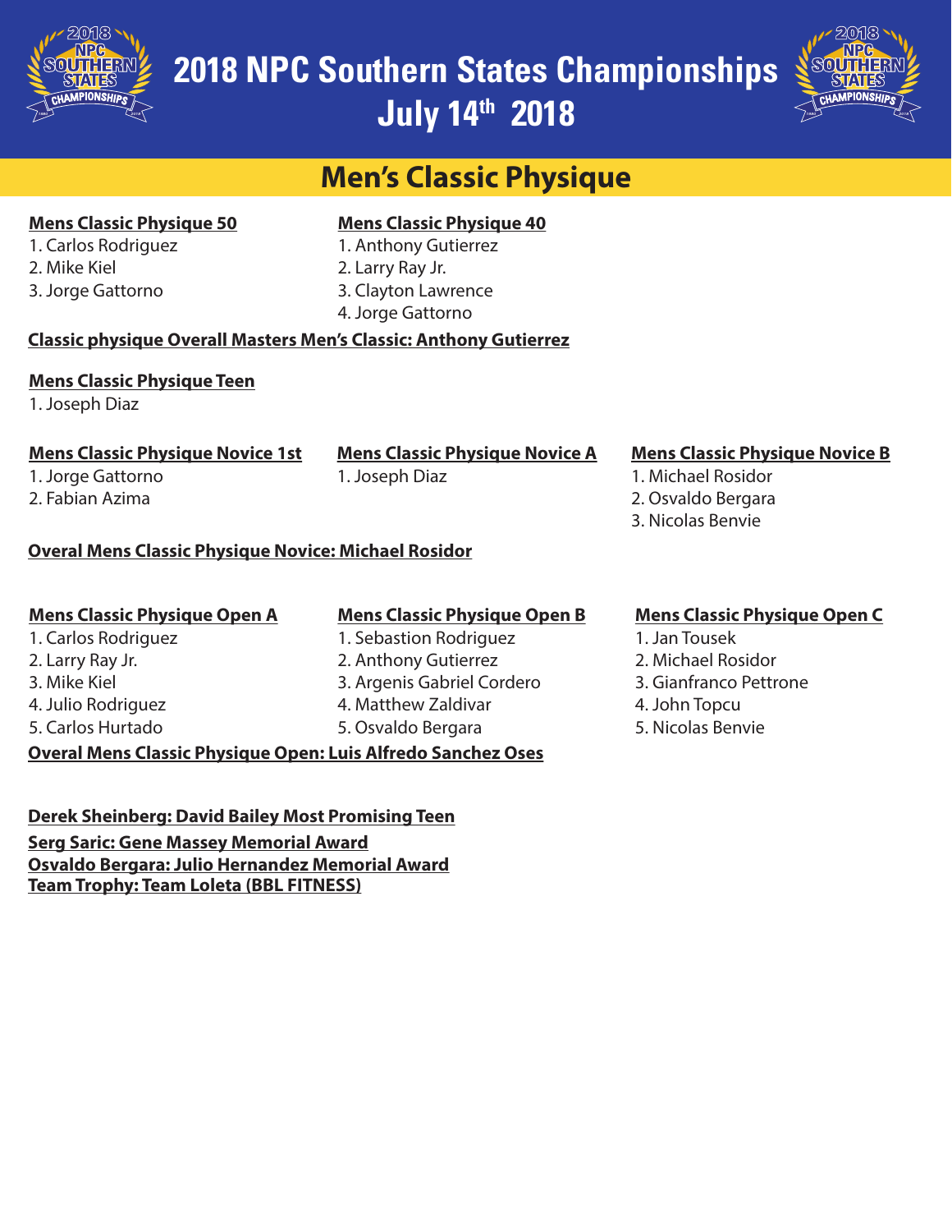# 2018 NPC Southern States Championships
# July 14th 2018

## Men's Classic Physique

**Mens Classic Physique 50**
1. Carlos Rodriguez
2. Mike Kiel
3. Jorge Gattorno

**Mens Classic Physique 40**
1. Anthony Gutierrez
2. Larry Ray Jr.
3. Clayton Lawrence
4. Jorge Gattorno

**Classic physique Overall Masters Men's Classic: Anthony Gutierrez**

**Mens Classic Physique Teen**
1. Joseph Diaz

**Mens Classic Physique Novice 1st**
1. Jorge Gattorno
2. Fabian Azima

**Mens Classic Physique Novice A**
1. Joseph Diaz

**Mens Classic Physique Novice B**
1. Michael Rosidor
2. Osvaldo Bergara
3. Nicolas Benvie

**Overal Mens Classic Physique Novice: Michael Rosidor**

**Mens Classic Physique Open A**
1. Carlos Rodriguez
2. Larry Ray Jr.
3. Mike Kiel
4. Julio Rodriguez
5. Carlos Hurtado

**Mens Classic Physique Open B**
1. Sebastion Rodriguez
2. Anthony Gutierrez
3. Argenis Gabriel Cordero
4. Matthew Zaldivar
5. Osvaldo Bergara

**Mens Classic Physique Open C**
1. Jan Tousek
2. Michael Rosidor
3. Gianfranco Pettrone
4. John Topcu
5. Nicolas Benvie

**Overal Mens Classic Physique Open: Luis Alfredo Sanchez Oses**

**Derek Sheinberg: David Bailey Most Promising Teen**

**Serg Saric: Gene Massey Memorial Award**

**Osvaldo Bergara: Julio Hernandez Memorial Award**

**Team Trophy: Team Loleta (BBL FITNESS)**